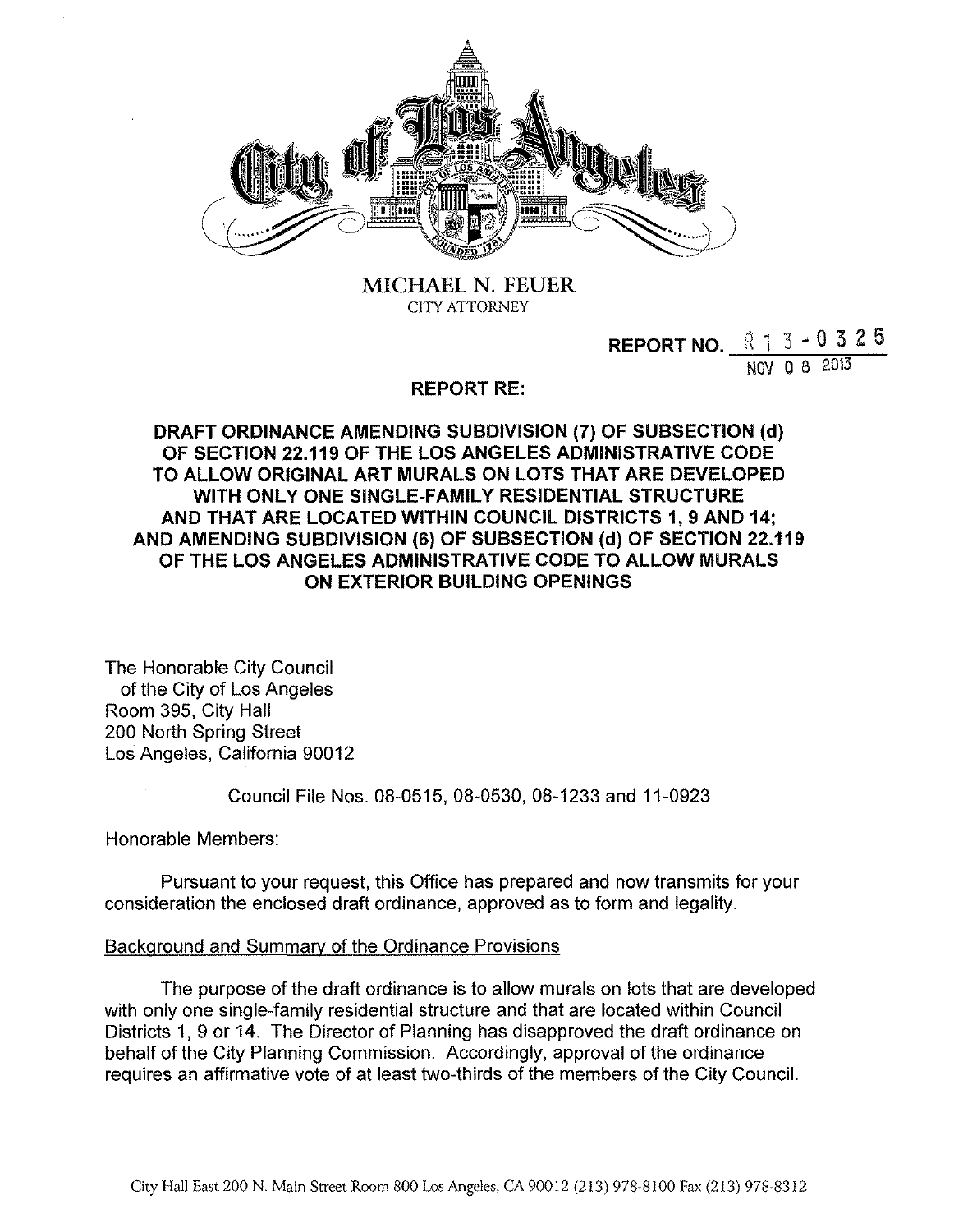MICHAEL N. FEUER
CITY ATTORNEY

**REPORT NO. R13-0325**
NOV 08 2013

**REPORT RE:**

**DRAFT ORDINANCE AMENDING SUBDIVISION (7) OF SUBSECTION (d) OF SECTION 22.119 OF THE LOS ANGELES ADMINISTRATIVE CODE TO ALLOW ORIGINAL ART MURALS ON LOTS THAT ARE DEVELOPED WITH ONLY ONE SINGLE-FAMILY RESIDENTIAL STRUCTURE AND THAT ARE LOCATED WITHIN COUNCIL DISTRICTS 1, 9 AND 14; AND AMENDING SUBDIVISION (6) OF SUBSECTION (d) OF SECTION 22.119 OF THE LOS ANGELES ADMINISTRATIVE CODE TO ALLOW MURALS ON EXTERIOR BUILDING OPENINGS**

The Honorable City Council
of the City of Los Angeles
Room 395, City Hall
200 North Spring Street
Los Angeles, California 90012

Council File Nos. 08-0515, 08-0530, 08-1233 and 11-0923

Honorable Members:

Pursuant to your request, this Office has prepared and now transmits for your consideration the enclosed draft ordinance, approved as to form and legality.

Background and Summary of the Ordinance Provisions

The purpose of the draft ordinance is to allow murals on lots that are developed with only one single-family residential structure and that are located within Council Districts 1, 9 or 14. The Director of Planning has disapproved the draft ordinance on behalf of the City Planning Commission. Accordingly, approval of the ordinance requires an affirmative vote of at least two-thirds of the members of the City Council.

City Hall East 200 N. Main Street Room 800 Los Angeles, CA 90012 (213) 978-8100 Fax (213) 978-8312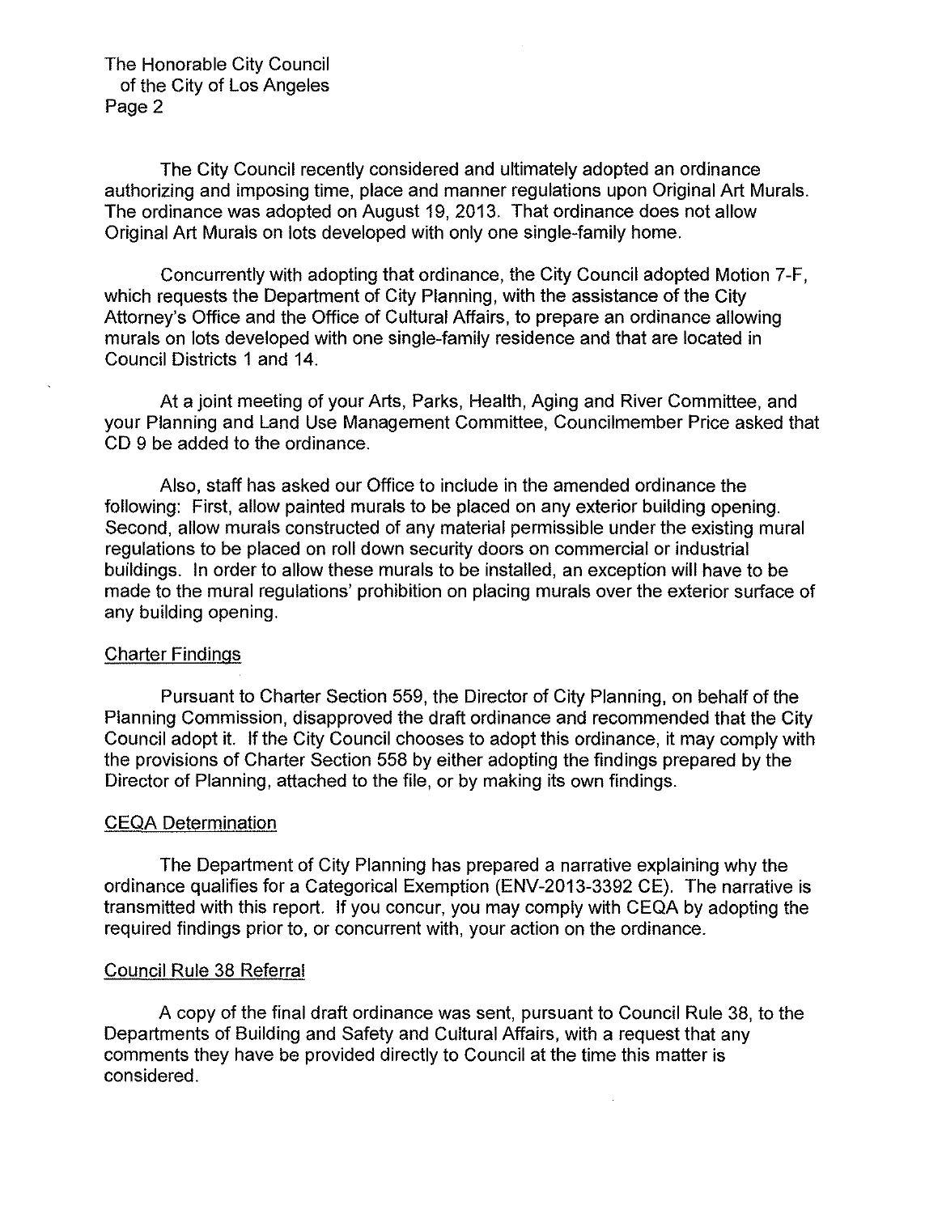The City Council recently considered and ultimately adopted an ordinance authorizing and imposing time, place and manner regulations upon Original Art Murals. The ordinance was adopted on August 19, 2013. That ordinance does not allow Original Art Murals on lots developed with only one single-family home.

Concurrently with adopting that ordinance, the City Council adopted Motion 7-F, which requests the Department of City Planning, with the assistance of the City Attorney's Office and the Office of Cultural Affairs, to prepare an ordinance allowing murals on lots developed with one single-family residence and that are located in Council Districts 1 and 14.

At a joint meeting of your Arts, Parks, Health, Aging and River Committee, and your Planning and Land Use Management Committee, Councilmember Price asked that CD 9 be added to the ordinance.

Also, staff has asked our Office to include in the amended ordinance the following: First, allow painted murals to be placed on any exterior building opening. Second, allow murals constructed of any material permissible under the existing mural regulations to be placed on roll down security doors on commercial or industrial buildings. In order to allow these murals to be installed, an exception will have to be made to the mural regulations' prohibition on placing murals over the exterior surface of any building opening.

## Charter Findings

Pursuant to Charter Section 559, the Director of City Planning, on behalf of the Planning Commission, disapproved the draft ordinance and recommended that the City Council adopt it. If the City Council chooses to adopt this ordinance, it may comply with the provisions of Charter Section 558 by either adopting the findings prepared by the Director of Planning, attached to the file, or by making its own findings.

## CEQA Determination

The Department of City Planning has prepared a narrative explaining why the ordinance qualifies for a Categorical Exemption (ENV-2013-3392 CE). The narrative is transmitted with this report. If you concur, you may comply with CEQA by adopting the required findings prior to, or concurrent with, your action on the ordinance.

## Council Rule 38 Referral

A copy of the final draft ordinance was sent, pursuant to Council Rule 38, to the Departments of Building and Safety and Cultural Affairs, with a request that any comments they have be provided directly to Council at the time this matter is considered.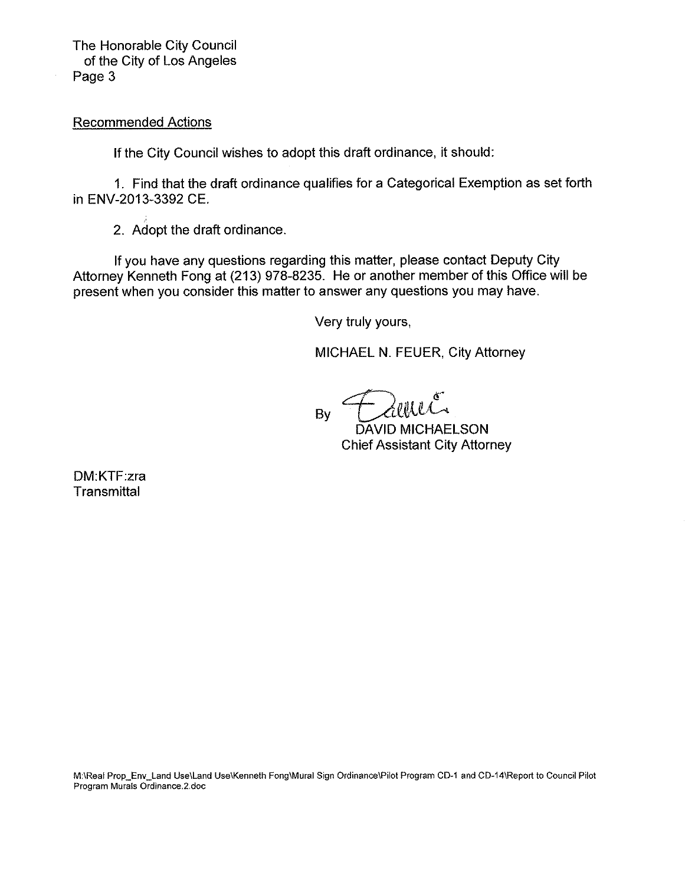Recommended Actions

If the City Council wishes to adopt this draft ordinance, it should:

1. Find that the draft ordinance qualifies for a Categorical Exemption as set forth in ENV-2013-3392 CE.

2. Adopt the draft ordinance.

If you have any questions regarding this matter, please contact Deputy City Attorney Kenneth Fong at (213) 978-8235. He or another member of this Office will be present when you consider this matter to answer any questions you may have.

Very truly yours,

MICHAEL N. FEUER, City Attorney

By

DAVID MICHAELSON
Chief Assistant City Attorney

DM:KTF:zra
Transmittal

M:\Real Prop_Env_Land Use\Land Use\Kenneth Fong\Mural Sign Ordinance\Pilot Program CD-1 and CD-14\Report to Council Pilot Program Murals Ordinance.2.doc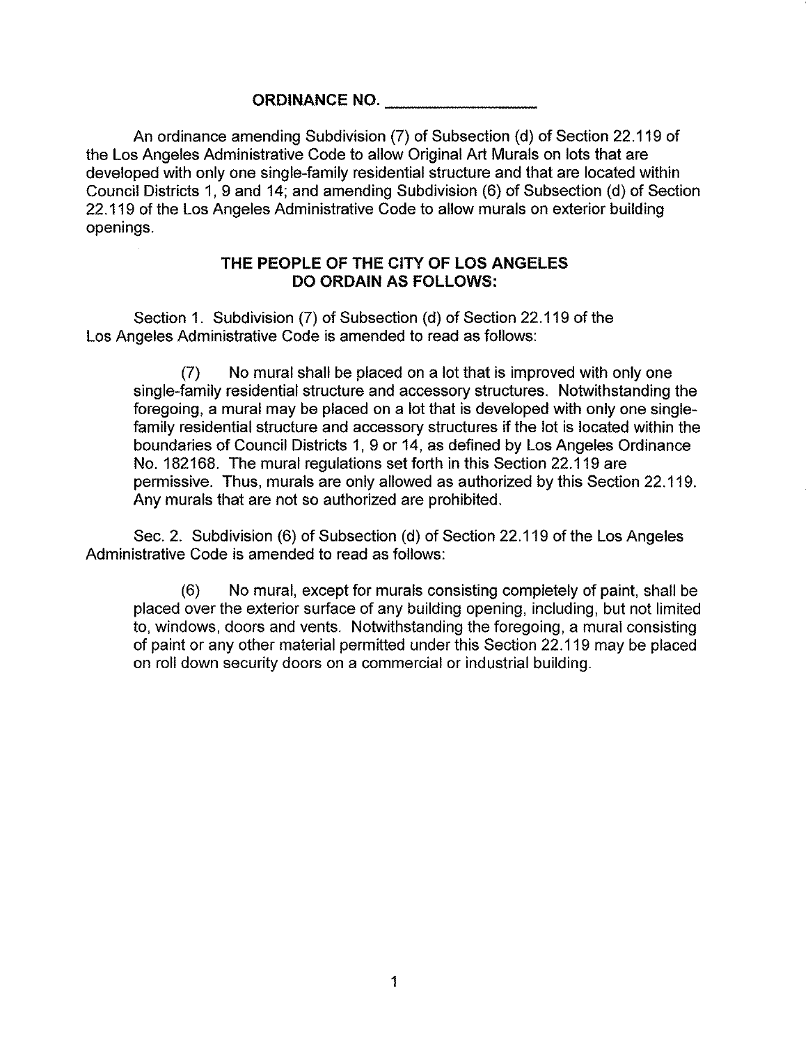**ORDINANCE NO. \_\_\_\_\_\_\_\_\_\_\_\_\_\_\_\_**

An ordinance amending Subdivision (7) of Subsection (d) of Section 22.119 of the Los Angeles Administrative Code to allow Original Art Murals on lots that are developed with only one single-family residential structure and that are located within Council Districts 1, 9 and 14; and amending Subdivision (6) of Subsection (d) of Section 22.119 of the Los Angeles Administrative Code to allow murals on exterior building openings.

**THE PEOPLE OF THE CITY OF LOS ANGELES DO ORDAIN AS FOLLOWS:**

Section 1. Subdivision (7) of Subsection (d) of Section 22.119 of the Los Angeles Administrative Code is amended to read as follows:

> (7) No mural shall be placed on a lot that is improved with only one single-family residential structure and accessory structures. Notwithstanding the foregoing, a mural may be placed on a lot that is developed with only one single-family residential structure and accessory structures if the lot is located within the boundaries of Council Districts 1, 9 or 14, as defined by Los Angeles Ordinance No. 182168. The mural regulations set forth in this Section 22.119 are permissive. Thus, murals are only allowed as authorized by this Section 22.119. Any murals that are not so authorized are prohibited.

Sec. 2. Subdivision (6) of Subsection (d) of Section 22.119 of the Los Angeles Administrative Code is amended to read as follows:

> (6) No mural, except for murals consisting completely of paint, shall be placed over the exterior surface of any building opening, including, but not limited to, windows, doors and vents. Notwithstanding the foregoing, a mural consisting of paint or any other material permitted under this Section 22.119 may be placed on roll down security doors on a commercial or industrial building.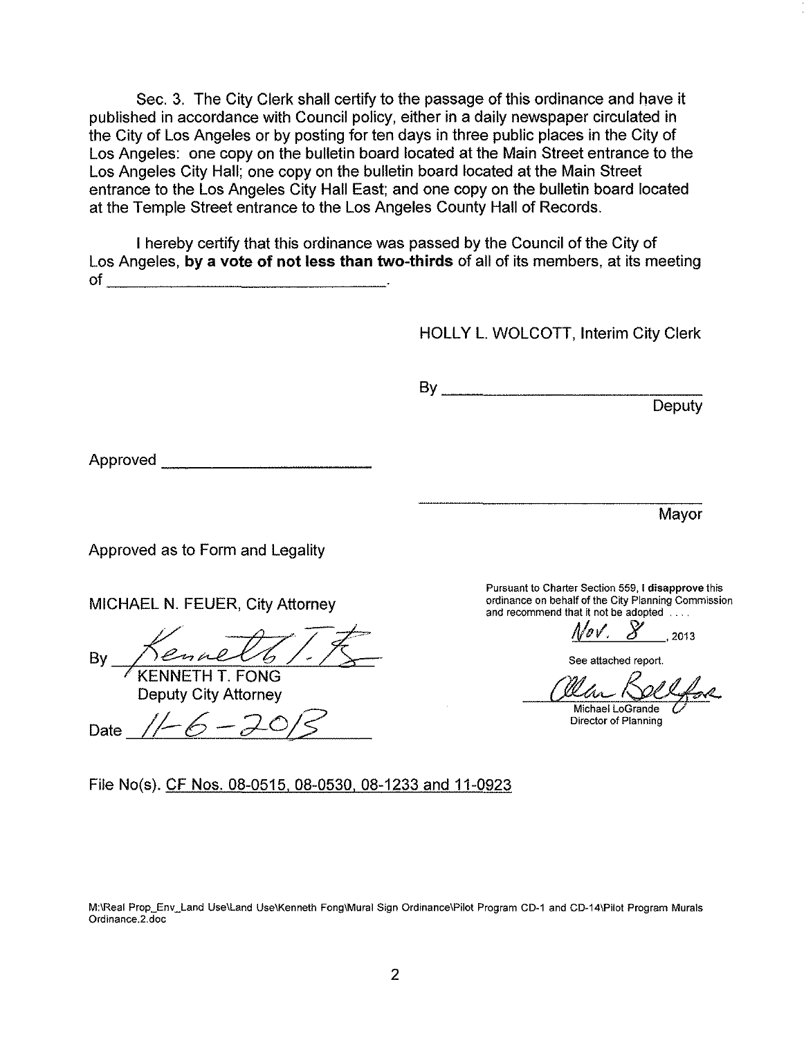Sec. 3. The City Clerk shall certify to the passage of this ordinance and have it published in accordance with Council policy, either in a daily newspaper circulated in the City of Los Angeles or by posting for ten days in three public places in the City of Los Angeles: one copy on the bulletin board located at the Main Street entrance to the Los Angeles City Hall; one copy on the bulletin board located at the Main Street entrance to the Los Angeles City Hall East; and one copy on the bulletin board located at the Temple Street entrance to the Los Angeles County Hall of Records.

I hereby certify that this ordinance was passed by the Council of the City of Los Angeles, **by a vote of not less than two-thirds** of all of its members, at its meeting of \_\_\_\_\_\_\_\_\_\_\_\_\_\_\_\_\_\_\_\_\_\_\_\_\_\_\_\_.

HOLLY L. WOLCOTT, Interim City Clerk

By \_\_\_\_\_\_\_\_\_\_\_\_\_\_\_\_\_\_\_\_\_\_\_\_\_\_\_\_
Deputy

Approved \_\_\_\_\_\_\_\_\_\_\_\_\_\_\_\_\_\_\_\_\_\_\_\_

\_\_\_\_\_\_\_\_\_\_\_\_\_\_\_\_\_\_\_\_\_\_\_\_\_\_\_\_
Mayor

Approved as to Form and Legality

MICHAEL N. FEUER, City Attorney

By *Kenneth T. Fong*
KENNETH T. FONG
Deputy City Attorney

Date *11-6-2013*

Pursuant to Charter Section 559, I **disapprove** this ordinance on behalf of the City Planning Commission and recommend that it not be adopted ....

*Nov. 8*, 2013

See attached report.

*Alan Bell for*
Michael LoGrande
Director of Planning

File No(s). CF Nos. 08-0515, 08-0530, 08-1233 and 11-0923

M:\Real Prop_Env_Land Use\Land Use\Kenneth Fong\Mural Sign Ordinance\Pilot Program CD-1 and CD-14\Pilot Program Murals Ordinance.2.doc